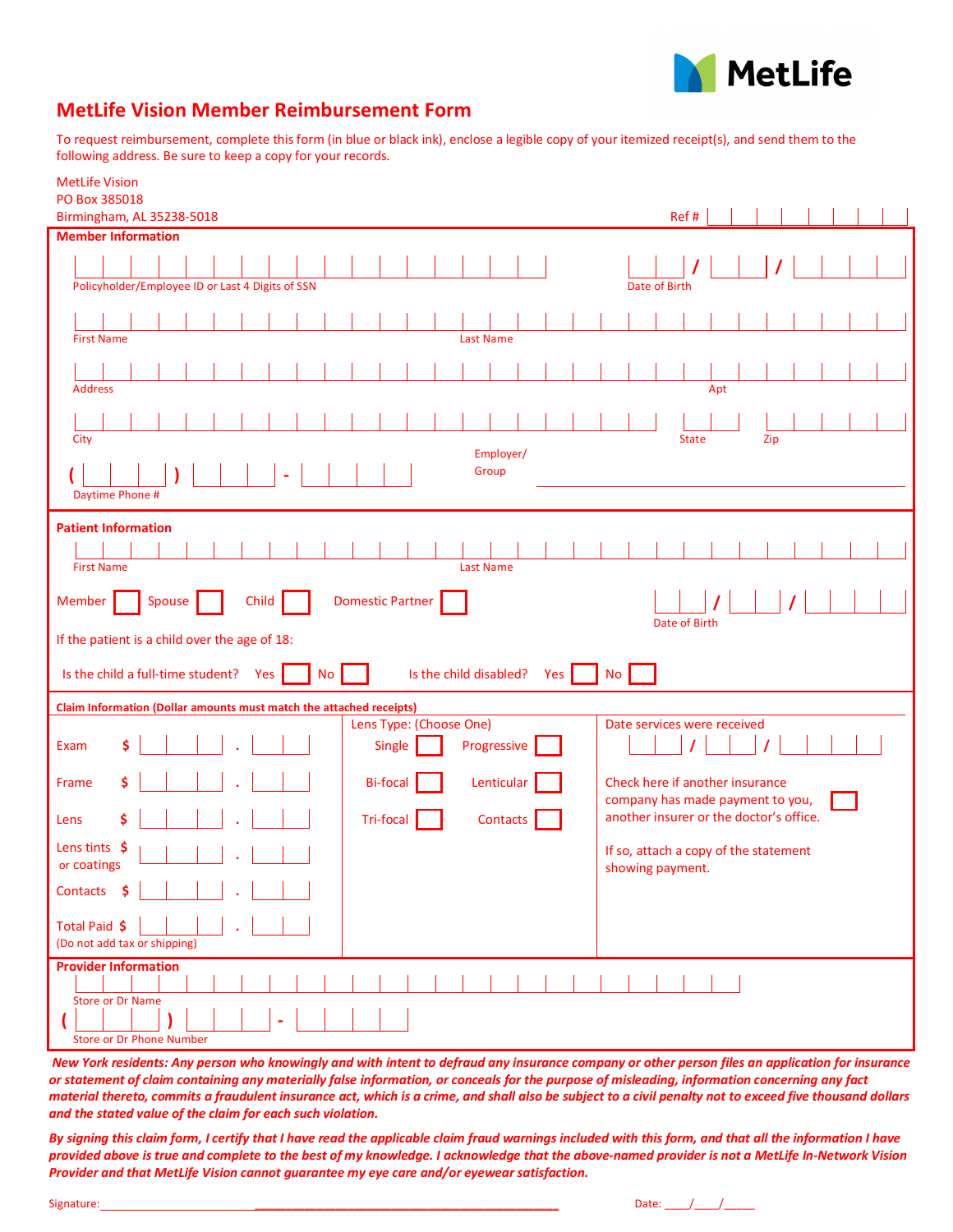MetLife

# MetLife Vision Member Reimbursement Form

To request reimbursement, complete this form (in blue or black ink), enclose a legible copy of your itemized receipt(s), and send them to the following address. Be sure to keep a copy for your records.

MetLife Vision
PO Box 385018
Birmingham, AL 35238-5018

Ref # ______

## Member Information

Policyholder/Employee ID or Last 4 Digits of SSN ______

Date of Birth ___/___/_____

First Name ______ Last Name ______

Address ______ Apt ______

City ______ State ______ Zip ______

Daytime Phone # ( ) -

Employer/Group ______

## Patient Information

First Name ______ Last Name ______

Member ☐ Spouse ☐ Child ☐ Domestic Partner ☐

Date of Birth ___/___/_____

If the patient is a child over the age of 18:

Is the child a full-time student? Yes ☐ No ☐ Is the child disabled? Yes ☐ No ☐

## Claim Information (Dollar amounts must match the attached receipts)

| Item | Amount |
|---|---|
| Exam | $ ____ . __ |
| Frame | $ ____ . __ |
| Lens | $ ____ . __ |
| Lens tints or coatings | $ ____ . __ |
| Contacts | $ ____ . __ |
| Total Paid (Do not add tax or shipping) | $ ____ . __ |

Lens Type: (Choose One)

Single ☐ Progressive ☐
Bi-focal ☐ Lenticular ☐
Tri-focal ☐ Contacts ☐

Date services were received ___/___/_____

Check here if another insurance company has made payment to you, another insurer or the doctor's office. ☐

If so, attach a copy of the statement showing payment.

## Provider Information

Store or Dr Name ______

Store or Dr Phone Number ( ) -

***New York residents: Any person who knowingly and with intent to defraud any insurance company or other person files an application for insurance or statement of claim containing any materially false information, or conceals for the purpose of misleading, information concerning any fact material thereto, commits a fraudulent insurance act, which is a crime, and shall also be subject to a civil penalty not to exceed five thousand dollars and the stated value of the claim for each such violation.***

***By signing this claim form, I certify that I have read the applicable claim fraud warnings included with this form, and that all the information I have provided above is true and complete to the best of my knowledge. I acknowledge that the above-named provider is not a MetLife In-Network Vision Provider and that MetLife Vision cannot guarantee my eye care and/or eyewear satisfaction.***

Signature: ______________________________ Date: ____/____/_____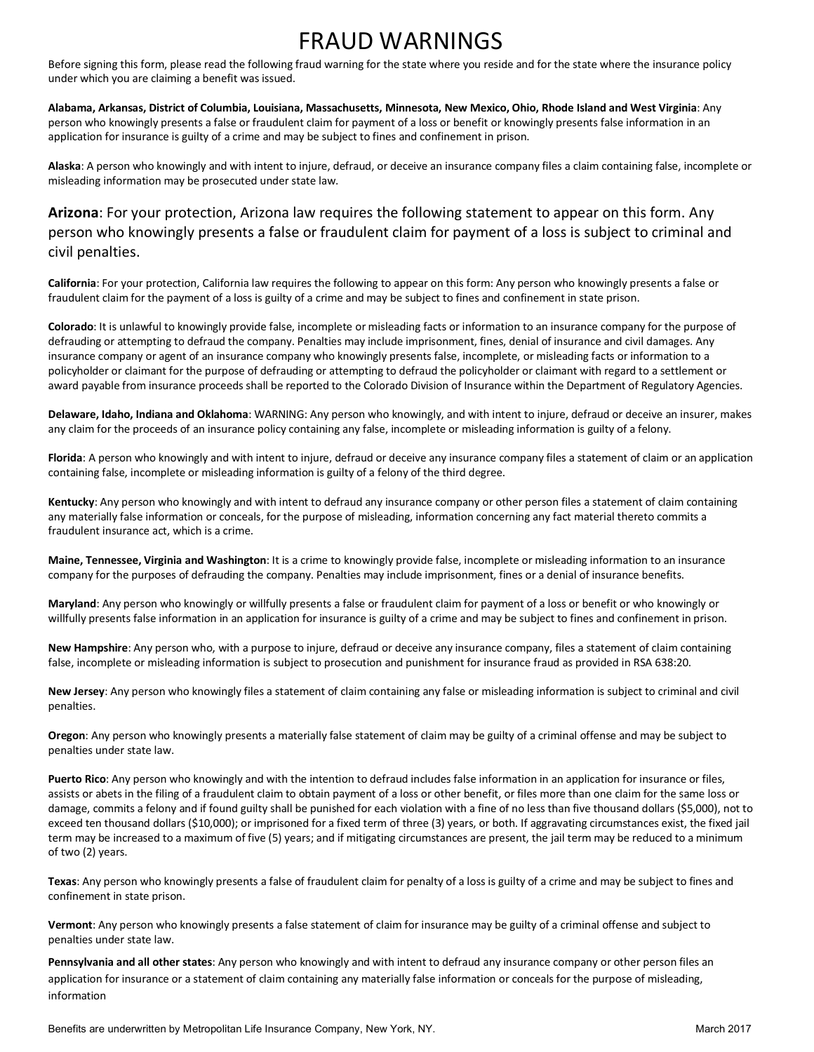# FRAUD WARNINGS

Before signing this form, please read the following fraud warning for the state where you reside and for the state where the insurance policy under which you are claiming a benefit was issued.

**Alabama, Arkansas, District of Columbia, Louisiana, Massachusetts, Minnesota, New Mexico, Ohio, Rhode Island and West Virginia**: Any person who knowingly presents a false or fraudulent claim for payment of a loss or benefit or knowingly presents false information in an application for insurance is guilty of a crime and may be subject to fines and confinement in prison.

**Alaska**: A person who knowingly and with intent to injure, defraud, or deceive an insurance company files a claim containing false, incomplete or misleading information may be prosecuted under state law.

**Arizona**: For your protection, Arizona law requires the following statement to appear on this form. Any person who knowingly presents a false or fraudulent claim for payment of a loss is subject to criminal and civil penalties.

**California**: For your protection, California law requires the following to appear on this form: Any person who knowingly presents a false or fraudulent claim for the payment of a loss is guilty of a crime and may be subject to fines and confinement in state prison.

**Colorado**: It is unlawful to knowingly provide false, incomplete or misleading facts or information to an insurance company for the purpose of defrauding or attempting to defraud the company. Penalties may include imprisonment, fines, denial of insurance and civil damages. Any insurance company or agent of an insurance company who knowingly presents false, incomplete, or misleading facts or information to a policyholder or claimant for the purpose of defrauding or attempting to defraud the policyholder or claimant with regard to a settlement or award payable from insurance proceeds shall be reported to the Colorado Division of Insurance within the Department of Regulatory Agencies.

**Delaware, Idaho, Indiana and Oklahoma**: WARNING: Any person who knowingly, and with intent to injure, defraud or deceive an insurer, makes any claim for the proceeds of an insurance policy containing any false, incomplete or misleading information is guilty of a felony.

**Florida**: A person who knowingly and with intent to injure, defraud or deceive any insurance company files a statement of claim or an application containing false, incomplete or misleading information is guilty of a felony of the third degree.

**Kentucky**: Any person who knowingly and with intent to defraud any insurance company or other person files a statement of claim containing any materially false information or conceals, for the purpose of misleading, information concerning any fact material thereto commits a fraudulent insurance act, which is a crime.

**Maine, Tennessee, Virginia and Washington**: It is a crime to knowingly provide false, incomplete or misleading information to an insurance company for the purposes of defrauding the company. Penalties may include imprisonment, fines or a denial of insurance benefits.

**Maryland**: Any person who knowingly or willfully presents a false or fraudulent claim for payment of a loss or benefit or who knowingly or willfully presents false information in an application for insurance is guilty of a crime and may be subject to fines and confinement in prison.

**New Hampshire**: Any person who, with a purpose to injure, defraud or deceive any insurance company, files a statement of claim containing false, incomplete or misleading information is subject to prosecution and punishment for insurance fraud as provided in RSA 638:20.

**New Jersey**: Any person who knowingly files a statement of claim containing any false or misleading information is subject to criminal and civil penalties.

**Oregon**: Any person who knowingly presents a materially false statement of claim may be guilty of a criminal offense and may be subject to penalties under state law.

**Puerto Rico**: Any person who knowingly and with the intention to defraud includes false information in an application for insurance or files, assists or abets in the filing of a fraudulent claim to obtain payment of a loss or other benefit, or files more than one claim for the same loss or damage, commits a felony and if found guilty shall be punished for each violation with a fine of no less than five thousand dollars ($5,000), not to exceed ten thousand dollars ($10,000); or imprisoned for a fixed term of three (3) years, or both. If aggravating circumstances exist, the fixed jail term may be increased to a maximum of five (5) years; and if mitigating circumstances are present, the jail term may be reduced to a minimum of two (2) years.

**Texas**: Any person who knowingly presents a false of fraudulent claim for penalty of a loss is guilty of a crime and may be subject to fines and confinement in state prison.

**Vermont**: Any person who knowingly presents a false statement of claim for insurance may be guilty of a criminal offense and subject to penalties under state law.

**Pennsylvania and all other states**: Any person who knowingly and with intent to defraud any insurance company or other person files an application for insurance or a statement of claim containing any materially false information or conceals for the purpose of misleading, information

Benefits are underwritten by Metropolitan Life Insurance Company, New York, NY.

March 2017